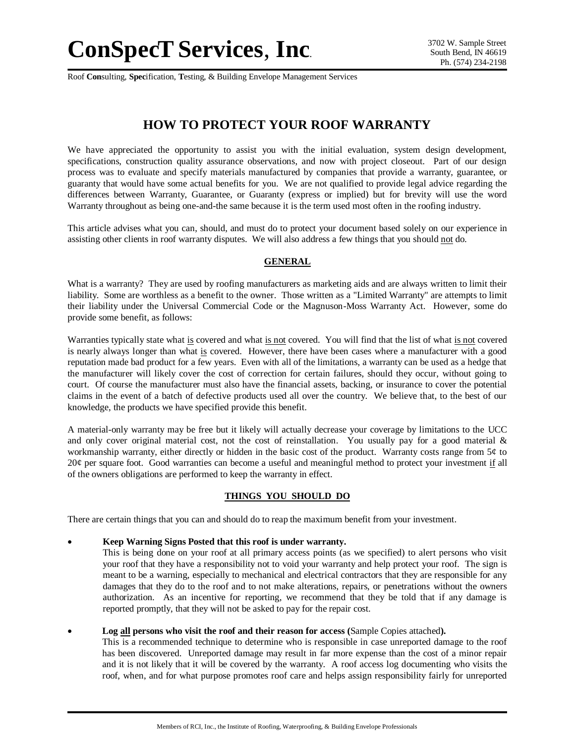# ConSpecT Services, Inc.

3702 W. Sample Street
South Bend, IN 46619
Ph. (574) 234-2198

Roof **Con**sulting, **Spec**ification, **T**esting, & Building Envelope Management Services

## HOW TO PROTECT YOUR ROOF WARRANTY

We have appreciated the opportunity to assist you with the initial evaluation, system design development, specifications, construction quality assurance observations, and now with project closeout. Part of our design process was to evaluate and specify materials manufactured by companies that provide a warranty, guarantee, or guaranty that would have some actual benefits for you. We are not qualified to provide legal advice regarding the differences between Warranty, Guarantee, or Guaranty (express or implied) but for brevity will use the word Warranty throughout as being one-and-the same because it is the term used most often in the roofing industry.

This article advises what you can, should, and must do to protect your document based solely on our experience in assisting other clients in roof warranty disputes. We will also address a few things that you should <u>not</u> do.

### GENERAL

What is a warranty? They are used by roofing manufacturers as marketing aids and are always written to limit their liability. Some are worthless as a benefit to the owner. Those written as a "Limited Warranty" are attempts to limit their liability under the Universal Commercial Code or the Magnuson-Moss Warranty Act. However, some do provide some benefit, as follows:

Warranties typically state what <u>is</u> covered and what <u>is not</u> covered. You will find that the list of what <u>is not</u> covered is nearly always longer than what <u>is</u> covered. However, there have been cases where a manufacturer with a good reputation made bad product for a few years. Even with all of the limitations, a warranty can be used as a hedge that the manufacturer will likely cover the cost of correction for certain failures, should they occur, without going to court. Of course the manufacturer must also have the financial assets, backing, or insurance to cover the potential claims in the event of a batch of defective products used all over the country. We believe that, to the best of our knowledge, the products we have specified provide this benefit.

A material-only warranty may be free but it likely will actually decrease your coverage by limitations to the UCC and only cover original material cost, not the cost of reinstallation. You usually pay for a good material & workmanship warranty, either directly or hidden in the basic cost of the product. Warranty costs range from 5¢ to 20¢ per square foot. Good warranties can become a useful and meaningful method to protect your investment <u>if</u> all of the owners obligations are performed to keep the warranty in effect.

### THINGS YOU SHOULD DO

There are certain things that you can and should do to reap the maximum benefit from your investment.

- **Keep Warning Signs Posted that this roof is under warranty.**
  This is being done on your roof at all primary access points (as we specified) to alert persons who visit your roof that they have a responsibility not to void your warranty and help protect your roof. The sign is meant to be a warning, especially to mechanical and electrical contractors that they are responsible for any damages that they do to the roof and to not make alterations, repairs, or penetrations without the owners authorization. As an incentive for reporting, we recommend that they be told that if any damage is reported promptly, that they will not be asked to pay for the repair cost.

- **Log <u>all</u> persons who visit the roof and their reason for access (**Sample Copies attached**).**
  This is a recommended technique to determine who is responsible in case unreported damage to the roof has been discovered. Unreported damage may result in far more expense than the cost of a minor repair and it is not likely that it will be covered by the warranty. A roof access log documenting who visits the roof, when, and for what purpose promotes roof care and helps assign responsibility fairly for unreported

Members of RCI, Inc., the Institute of Roofing, Waterproofing, & Building Envelope Professionals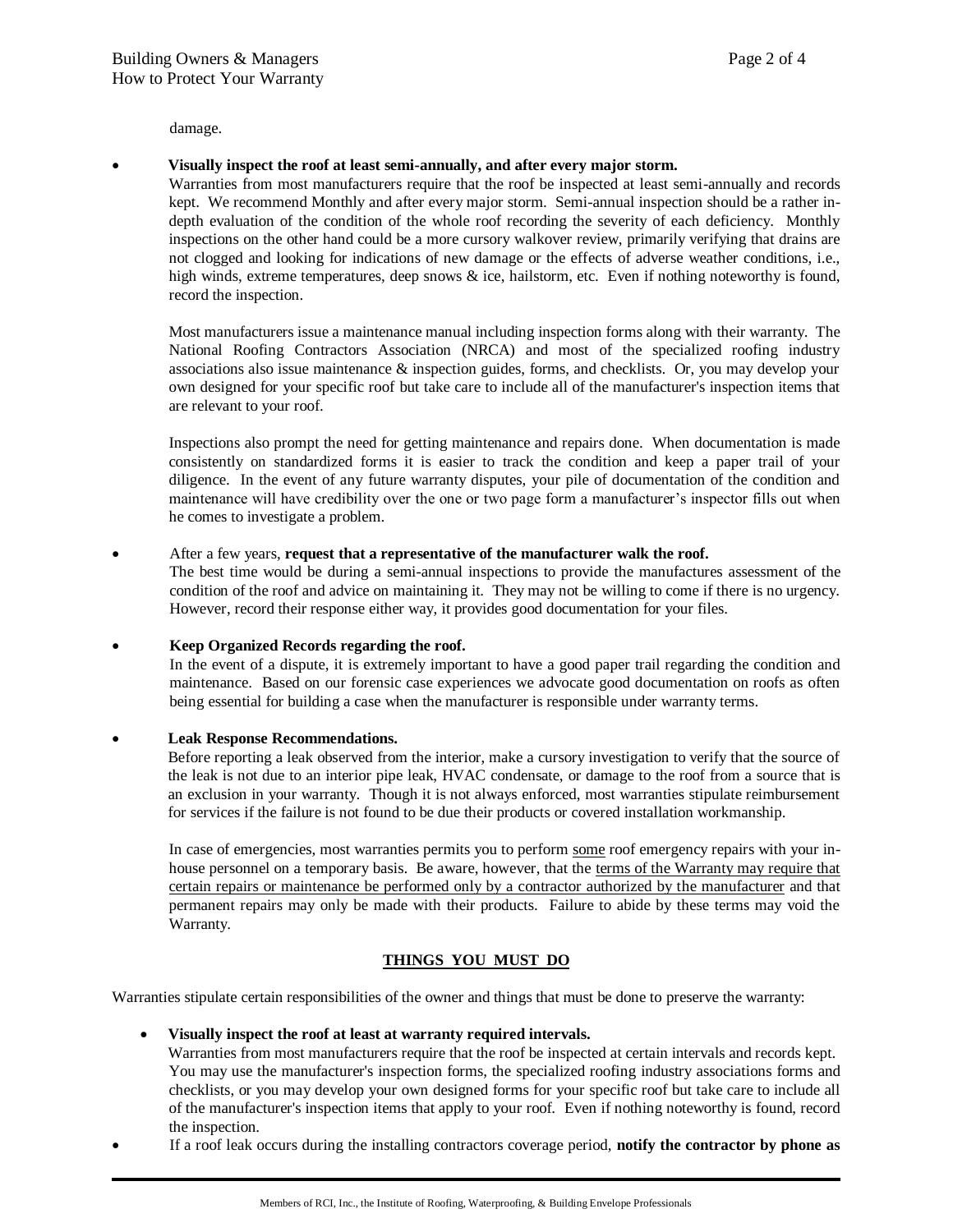damage.

- **Visually inspect the roof at least semi-annually, and after every major storm.**
  Warranties from most manufacturers require that the roof be inspected at least semi-annually and records kept. We recommend Monthly and after every major storm. Semi-annual inspection should be a rather in-depth evaluation of the condition of the whole roof recording the severity of each deficiency. Monthly inspections on the other hand could be a more cursory walkover review, primarily verifying that drains are not clogged and looking for indications of new damage or the effects of adverse weather conditions, i.e., high winds, extreme temperatures, deep snows & ice, hailstorm, etc. Even if nothing noteworthy is found, record the inspection.

  Most manufacturers issue a maintenance manual including inspection forms along with their warranty. The National Roofing Contractors Association (NRCA) and most of the specialized roofing industry associations also issue maintenance & inspection guides, forms, and checklists. Or, you may develop your own designed for your specific roof but take care to include all of the manufacturer's inspection items that are relevant to your roof.

  Inspections also prompt the need for getting maintenance and repairs done. When documentation is made consistently on standardized forms it is easier to track the condition and keep a paper trail of your diligence. In the event of any future warranty disputes, your pile of documentation of the condition and maintenance will have credibility over the one or two page form a manufacturer's inspector fills out when he comes to investigate a problem.

- After a few years, **request that a representative of the manufacturer walk the roof.**
  The best time would be during a semi-annual inspections to provide the manufactures assessment of the condition of the roof and advice on maintaining it. They may not be willing to come if there is no urgency. However, record their response either way, it provides good documentation for your files.

- **Keep Organized Records regarding the roof.**
  In the event of a dispute, it is extremely important to have a good paper trail regarding the condition and maintenance. Based on our forensic case experiences we advocate good documentation on roofs as often being essential for building a case when the manufacturer is responsible under warranty terms.

- **Leak Response Recommendations.**
  Before reporting a leak observed from the interior, make a cursory investigation to verify that the source of the leak is not due to an interior pipe leak, HVAC condensate, or damage to the roof from a source that is an exclusion in your warranty. Though it is not always enforced, most warranties stipulate reimbursement for services if the failure is not found to be due their products or covered installation workmanship.

  In case of emergencies, most warranties permits you to perform <u>some</u> roof emergency repairs with your in-house personnel on a temporary basis. Be aware, however, that the <u>terms of the Warranty may require that certain repairs or maintenance be performed only by a contractor authorized by the manufacturer</u> and that permanent repairs may only be made with their products. Failure to abide by these terms may void the Warranty.

## <u>THINGS YOU MUST DO</u>

Warranties stipulate certain responsibilities of the owner and things that must be done to preserve the warranty:

- **Visually inspect the roof at least at warranty required intervals.**
  Warranties from most manufacturers require that the roof be inspected at certain intervals and records kept. You may use the manufacturer's inspection forms, the specialized roofing industry associations forms and checklists, or you may develop your own designed forms for your specific roof but take care to include all of the manufacturer's inspection items that apply to your roof. Even if nothing noteworthy is found, record the inspection.
- If a roof leak occurs during the installing contractors coverage period, **notify the contractor by phone as**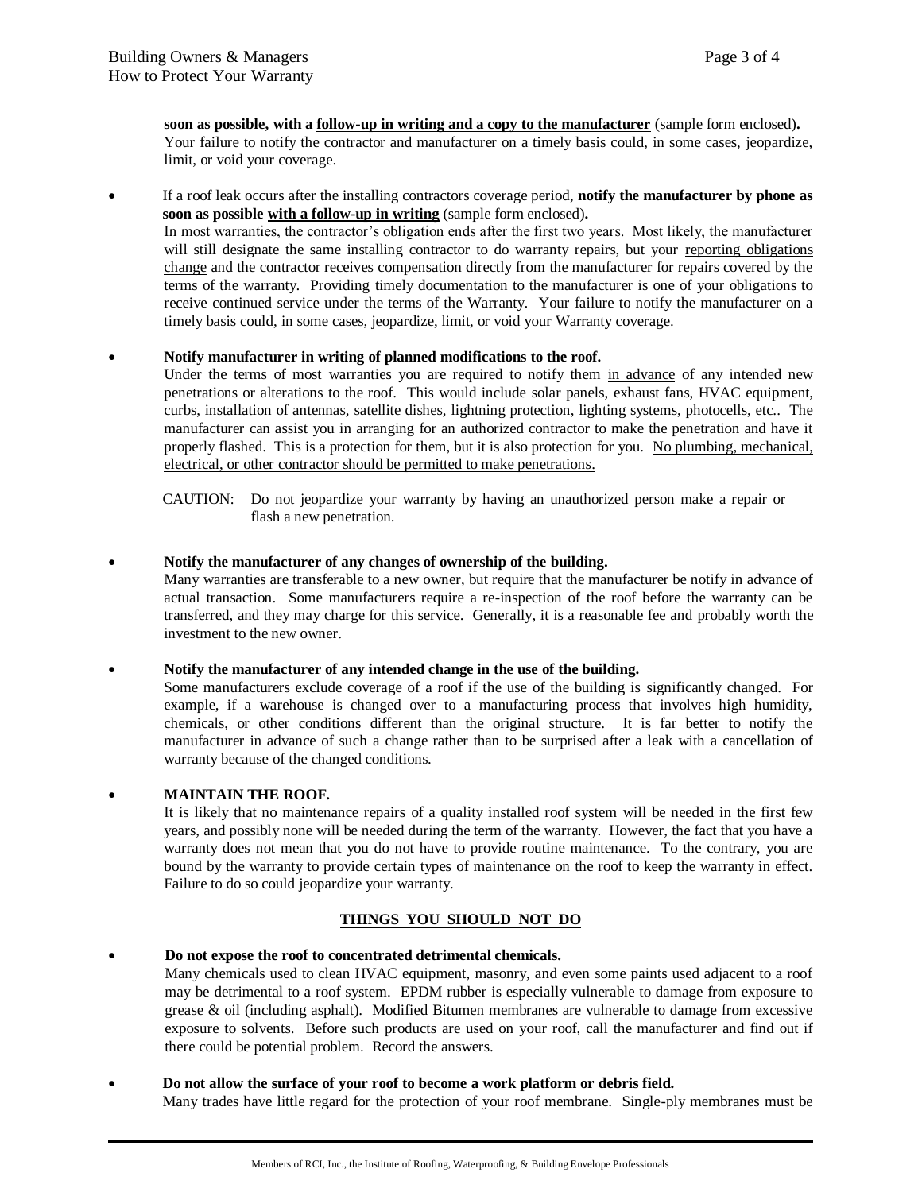**soon as possible, with a <u>follow-up in writing and a copy to the manufacturer</u>** (sample form enclosed)**.** Your failure to notify the contractor and manufacturer on a timely basis could, in some cases, jeopardize, limit, or void your coverage.

- If a roof leak occurs <u>after</u> the installing contractors coverage period, **notify the manufacturer by phone as soon as possible <u>with a follow-up in writing</u>** (sample form enclosed)**.**
  In most warranties, the contractor's obligation ends after the first two years. Most likely, the manufacturer will still designate the same installing contractor to do warranty repairs, but your <u>reporting obligations change</u> and the contractor receives compensation directly from the manufacturer for repairs covered by the terms of the warranty. Providing timely documentation to the manufacturer is one of your obligations to receive continued service under the terms of the Warranty. Your failure to notify the manufacturer on a timely basis could, in some cases, jeopardize, limit, or void your Warranty coverage.

- **Notify manufacturer in writing of planned modifications to the roof.**
  Under the terms of most warranties you are required to notify them <u>in advance</u> of any intended new penetrations or alterations to the roof. This would include solar panels, exhaust fans, HVAC equipment, curbs, installation of antennas, satellite dishes, lightning protection, lighting systems, photocells, etc.. The manufacturer can assist you in arranging for an authorized contractor to make the penetration and have it properly flashed. This is a protection for them, but it is also protection for you. <u>No plumbing, mechanical, electrical, or other contractor should be permitted to make penetrations.</u>

  CAUTION: Do not jeopardize your warranty by having an unauthorized person make a repair or flash a new penetration.

- **Notify the manufacturer of any changes of ownership of the building.**
  Many warranties are transferable to a new owner, but require that the manufacturer be notify in advance of actual transaction. Some manufacturers require a re-inspection of the roof before the warranty can be transferred, and they may charge for this service. Generally, it is a reasonable fee and probably worth the investment to the new owner.

- **Notify the manufacturer of any intended change in the use of the building.**
  Some manufacturers exclude coverage of a roof if the use of the building is significantly changed. For example, if a warehouse is changed over to a manufacturing process that involves high humidity, chemicals, or other conditions different than the original structure. It is far better to notify the manufacturer in advance of such a change rather than to be surprised after a leak with a cancellation of warranty because of the changed conditions.

- **MAINTAIN THE ROOF.**
  It is likely that no maintenance repairs of a quality installed roof system will be needed in the first few years, and possibly none will be needed during the term of the warranty. However, the fact that you have a warranty does not mean that you do not have to provide routine maintenance. To the contrary, you are bound by the warranty to provide certain types of maintenance on the roof to keep the warranty in effect. Failure to do so could jeopardize your warranty.

## <u>THINGS YOU SHOULD NOT DO</u>

- **Do not expose the roof to concentrated detrimental chemicals.**
  Many chemicals used to clean HVAC equipment, masonry, and even some paints used adjacent to a roof may be detrimental to a roof system. EPDM rubber is especially vulnerable to damage from exposure to grease & oil (including asphalt). Modified Bitumen membranes are vulnerable to damage from excessive exposure to solvents. Before such products are used on your roof, call the manufacturer and find out if there could be potential problem. Record the answers.

- **Do not allow the surface of your roof to become a work platform or debris field.**
  Many trades have little regard for the protection of your roof membrane. Single-ply membranes must be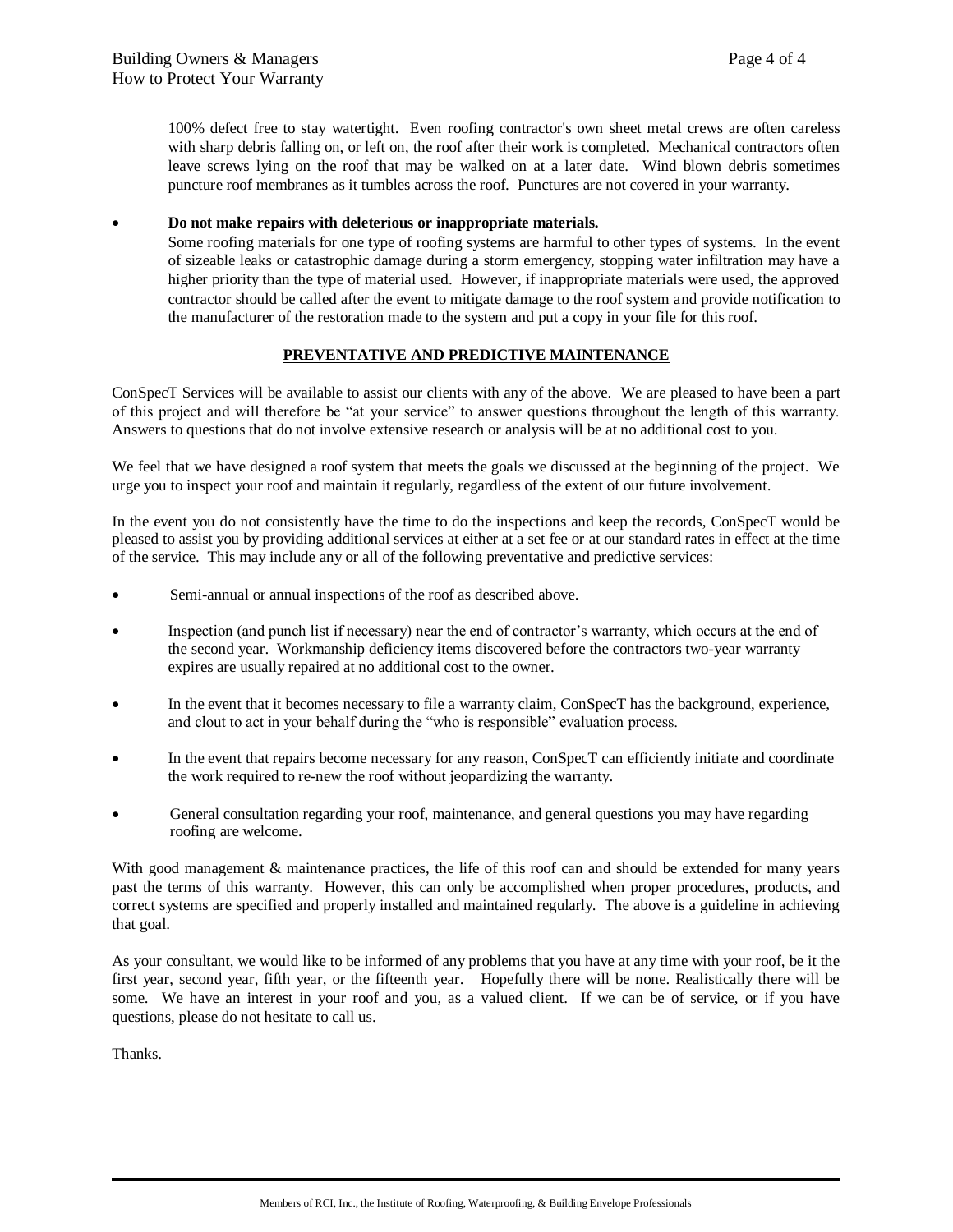100% defect free to stay watertight. Even roofing contractor's own sheet metal crews are often careless with sharp debris falling on, or left on, the roof after their work is completed. Mechanical contractors often leave screws lying on the roof that may be walked on at a later date. Wind blown debris sometimes puncture roof membranes as it tumbles across the roof. Punctures are not covered in your warranty.

- **Do not make repairs with deleterious or inappropriate materials.**
  Some roofing materials for one type of roofing systems are harmful to other types of systems. In the event of sizeable leaks or catastrophic damage during a storm emergency, stopping water infiltration may have a higher priority than the type of material used. However, if inappropriate materials were used, the approved contractor should be called after the event to mitigate damage to the roof system and provide notification to the manufacturer of the restoration made to the system and put a copy in your file for this roof.

## PREVENTATIVE AND PREDICTIVE MAINTENANCE

ConSpecT Services will be available to assist our clients with any of the above. We are pleased to have been a part of this project and will therefore be "at your service" to answer questions throughout the length of this warranty. Answers to questions that do not involve extensive research or analysis will be at no additional cost to you.

We feel that we have designed a roof system that meets the goals we discussed at the beginning of the project. We urge you to inspect your roof and maintain it regularly, regardless of the extent of our future involvement.

In the event you do not consistently have the time to do the inspections and keep the records, ConSpecT would be pleased to assist you by providing additional services at either at a set fee or at our standard rates in effect at the time of the service. This may include any or all of the following preventative and predictive services:

- Semi-annual or annual inspections of the roof as described above.
- Inspection (and punch list if necessary) near the end of contractor's warranty, which occurs at the end of the second year. Workmanship deficiency items discovered before the contractors two-year warranty expires are usually repaired at no additional cost to the owner.
- In the event that it becomes necessary to file a warranty claim, ConSpecT has the background, experience, and clout to act in your behalf during the "who is responsible" evaluation process.
- In the event that repairs become necessary for any reason, ConSpecT can efficiently initiate and coordinate the work required to re-new the roof without jeopardizing the warranty.
- General consultation regarding your roof, maintenance, and general questions you may have regarding roofing are welcome.

With good management & maintenance practices, the life of this roof can and should be extended for many years past the terms of this warranty. However, this can only be accomplished when proper procedures, products, and correct systems are specified and properly installed and maintained regularly. The above is a guideline in achieving that goal.

As your consultant, we would like to be informed of any problems that you have at any time with your roof, be it the first year, second year, fifth year, or the fifteenth year. Hopefully there will be none. Realistically there will be some. We have an interest in your roof and you, as a valued client. If we can be of service, or if you have questions, please do not hesitate to call us.

Thanks.

Members of RCI, Inc., the Institute of Roofing, Waterproofing, & Building Envelope Professionals